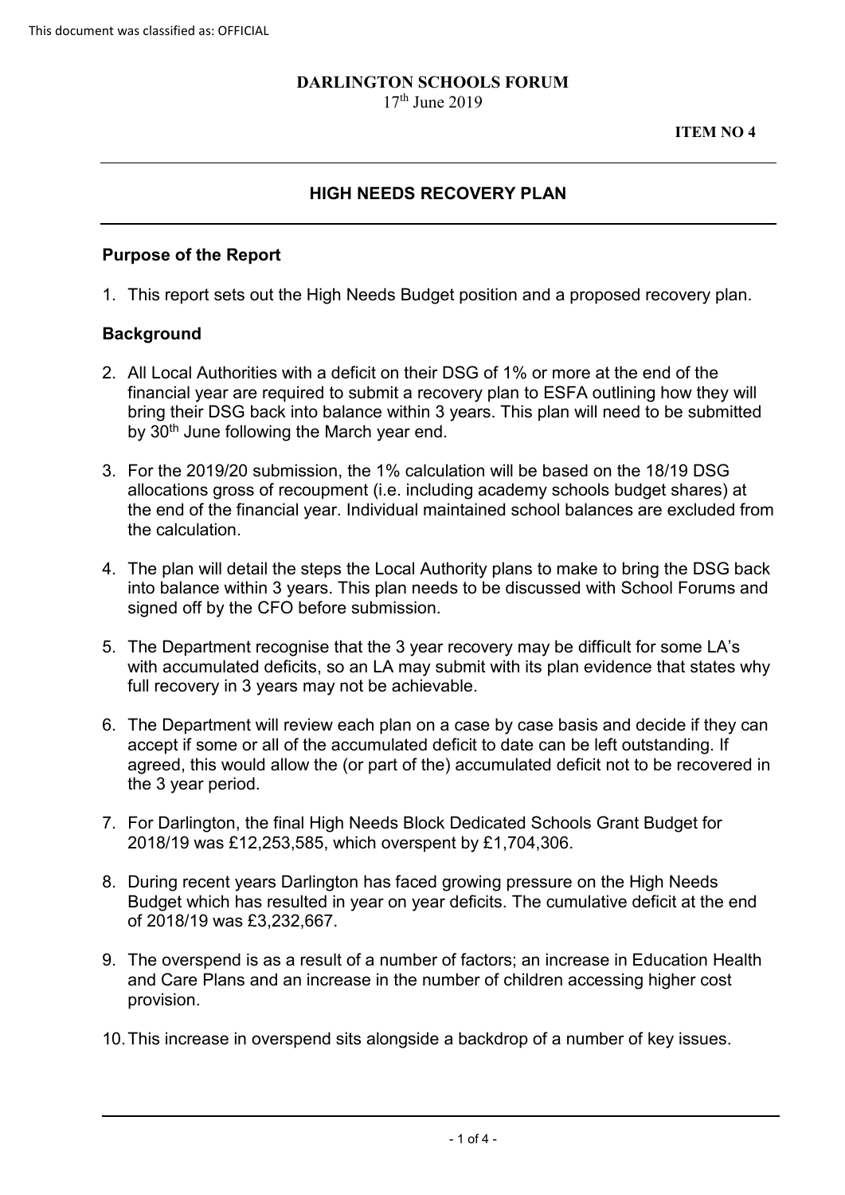This document was classified as: OFFICIAL

**DARLINGTON SCHOOLS FORUM**
17th June 2019

**ITEM NO 4**

---

## HIGH NEEDS RECOVERY PLAN

---

### Purpose of the Report

1. This report sets out the High Needs Budget position and a proposed recovery plan.

### Background

2. All Local Authorities with a deficit on their DSG of 1% or more at the end of the financial year are required to submit a recovery plan to ESFA outlining how they will bring their DSG back into balance within 3 years. This plan will need to be submitted by 30th June following the March year end.

3. For the 2019/20 submission, the 1% calculation will be based on the 18/19 DSG allocations gross of recoupment (i.e. including academy schools budget shares) at the end of the financial year. Individual maintained school balances are excluded from the calculation.

4. The plan will detail the steps the Local Authority plans to make to bring the DSG back into balance within 3 years. This plan needs to be discussed with School Forums and signed off by the CFO before submission.

5. The Department recognise that the 3 year recovery may be difficult for some LA's with accumulated deficits, so an LA may submit with its plan evidence that states why full recovery in 3 years may not be achievable.

6. The Department will review each plan on a case by case basis and decide if they can accept if some or all of the accumulated deficit to date can be left outstanding. If agreed, this would allow the (or part of the) accumulated deficit not to be recovered in the 3 year period.

7. For Darlington, the final High Needs Block Dedicated Schools Grant Budget for 2018/19 was £12,253,585, which overspent by £1,704,306.

8. During recent years Darlington has faced growing pressure on the High Needs Budget which has resulted in year on year deficits. The cumulative deficit at the end of 2018/19 was £3,232,667.

9. The overspend is as a result of a number of factors; an increase in Education Health and Care Plans and an increase in the number of children accessing higher cost provision.

10. This increase in overspend sits alongside a backdrop of a number of key issues.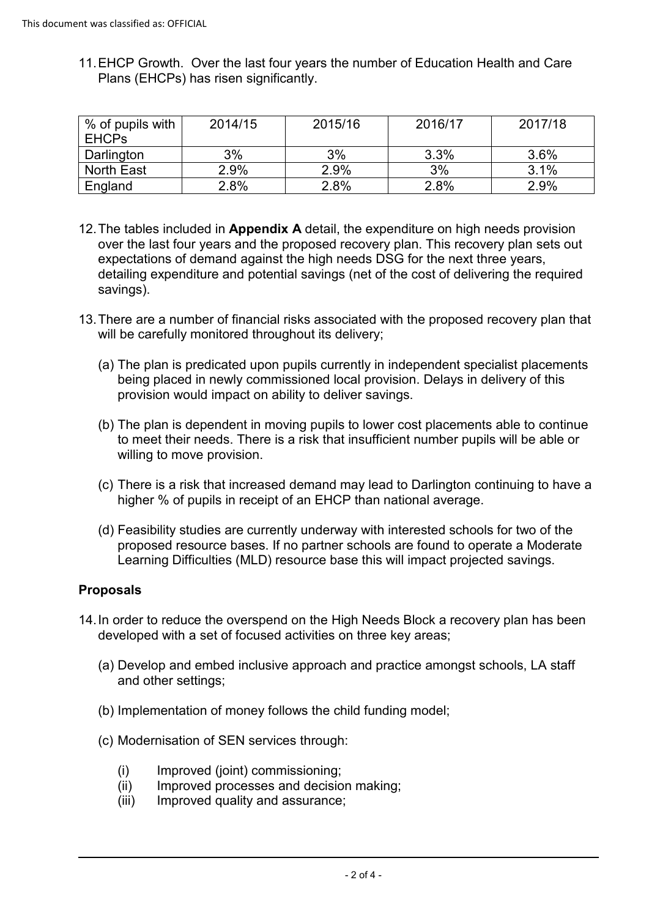11. EHCP Growth. Over the last four years the number of Education Health and Care Plans (EHCPs) has risen significantly.

| % of pupils with EHCPs | 2014/15 | 2015/16 | 2016/17 | 2017/18 |
| --- | --- | --- | --- | --- |
| Darlington | 3% | 3% | 3.3% | 3.6% |
| North East | 2.9% | 2.9% | 3% | 3.1% |
| England | 2.8% | 2.8% | 2.8% | 2.9% |

12. The tables included in **Appendix A** detail, the expenditure on high needs provision over the last four years and the proposed recovery plan. This recovery plan sets out expectations of demand against the high needs DSG for the next three years, detailing expenditure and potential savings (net of the cost of delivering the required savings).

13. There are a number of financial risks associated with the proposed recovery plan that will be carefully monitored throughout its delivery;

    (a) The plan is predicated upon pupils currently in independent specialist placements being placed in newly commissioned local provision. Delays in delivery of this provision would impact on ability to deliver savings.

    (b) The plan is dependent in moving pupils to lower cost placements able to continue to meet their needs. There is a risk that insufficient number pupils will be able or willing to move provision.

    (c) There is a risk that increased demand may lead to Darlington continuing to have a higher % of pupils in receipt of an EHCP than national average.

    (d) Feasibility studies are currently underway with interested schools for two of the proposed resource bases. If no partner schools are found to operate a Moderate Learning Difficulties (MLD) resource base this will impact projected savings.

## Proposals

14. In order to reduce the overspend on the High Needs Block a recovery plan has been developed with a set of focused activities on three key areas;

    (a) Develop and embed inclusive approach and practice amongst schools, LA staff and other settings;

    (b) Implementation of money follows the child funding model;

    (c) Modernisation of SEN services through:

    (i) Improved (joint) commissioning;
    (ii) Improved processes and decision making;
    (iii) Improved quality and assurance;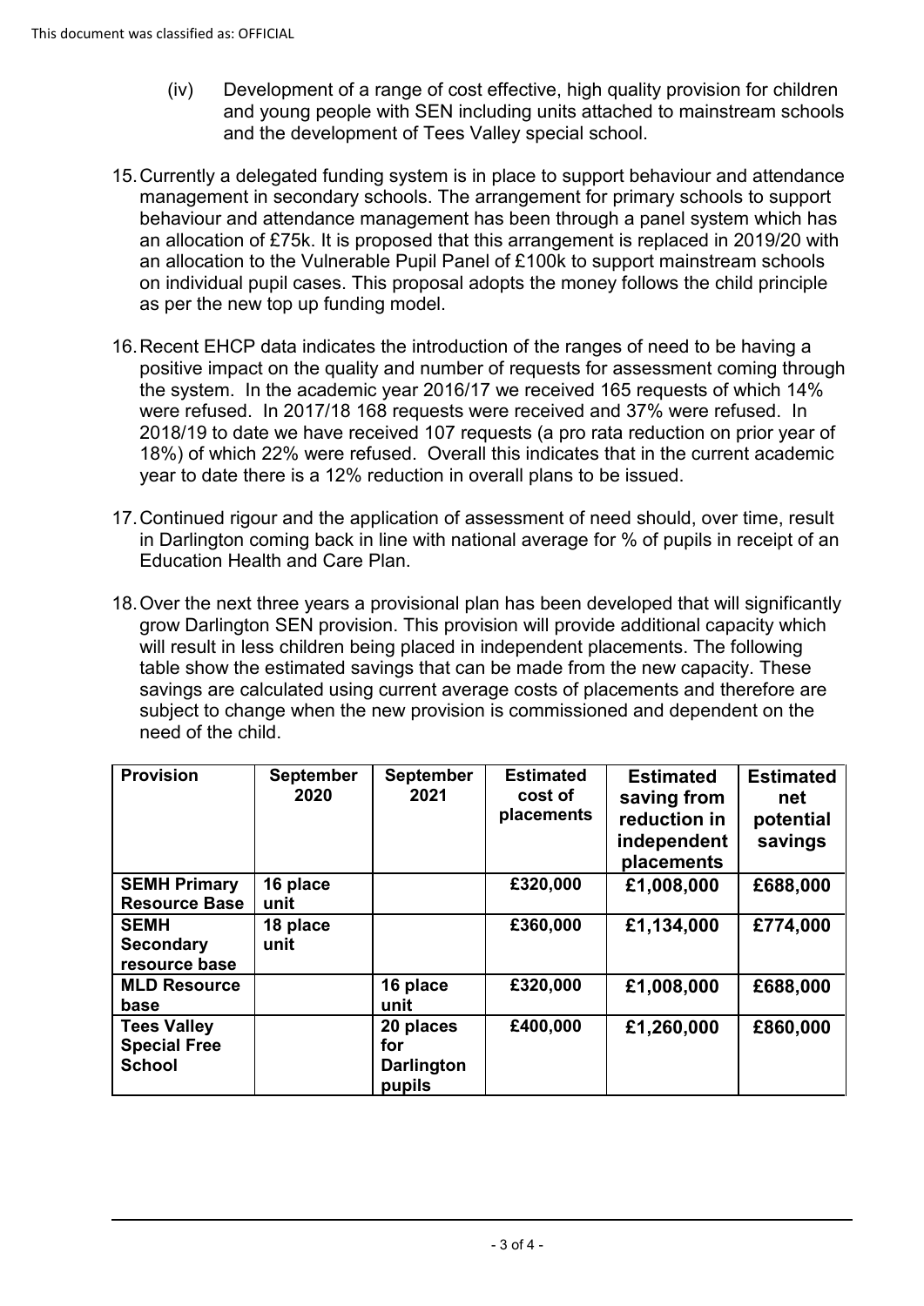(iv) Development of a range of cost effective, high quality provision for children and young people with SEN including units attached to mainstream schools and the development of Tees Valley special school.

15. Currently a delegated funding system is in place to support behaviour and attendance management in secondary schools. The arrangement for primary schools to support behaviour and attendance management has been through a panel system which has an allocation of £75k. It is proposed that this arrangement is replaced in 2019/20 with an allocation to the Vulnerable Pupil Panel of £100k to support mainstream schools on individual pupil cases. This proposal adopts the money follows the child principle as per the new top up funding model.

16. Recent EHCP data indicates the introduction of the ranges of need to be having a positive impact on the quality and number of requests for assessment coming through the system. In the academic year 2016/17 we received 165 requests of which 14% were refused. In 2017/18 168 requests were received and 37% were refused. In 2018/19 to date we have received 107 requests (a pro rata reduction on prior year of 18%) of which 22% were refused. Overall this indicates that in the current academic year to date there is a 12% reduction in overall plans to be issued.

17. Continued rigour and the application of assessment of need should, over time, result in Darlington coming back in line with national average for % of pupils in receipt of an Education Health and Care Plan.

18. Over the next three years a provisional plan has been developed that will significantly grow Darlington SEN provision. This provision will provide additional capacity which will result in less children being placed in independent placements. The following table show the estimated savings that can be made from the new capacity. These savings are calculated using current average costs of placements and therefore are subject to change when the new provision is commissioned and dependent on the need of the child.

| Provision | September 2020 | September 2021 | Estimated cost of placements | Estimated saving from reduction in independent placements | Estimated net potential savings |
|---|---|---|---|---|---|
| **SEMH Primary Resource Base** | **16 place unit** | | **£320,000** | **£1,008,000** | **£688,000** |
| **SEMH Secondary resource base** | **18 place unit** | | **£360,000** | **£1,134,000** | **£774,000** |
| **MLD Resource base** | | **16 place unit** | **£320,000** | **£1,008,000** | **£688,000** |
| **Tees Valley Special Free School** | | **20 places for Darlington pupils** | **£400,000** | **£1,260,000** | **£860,000** |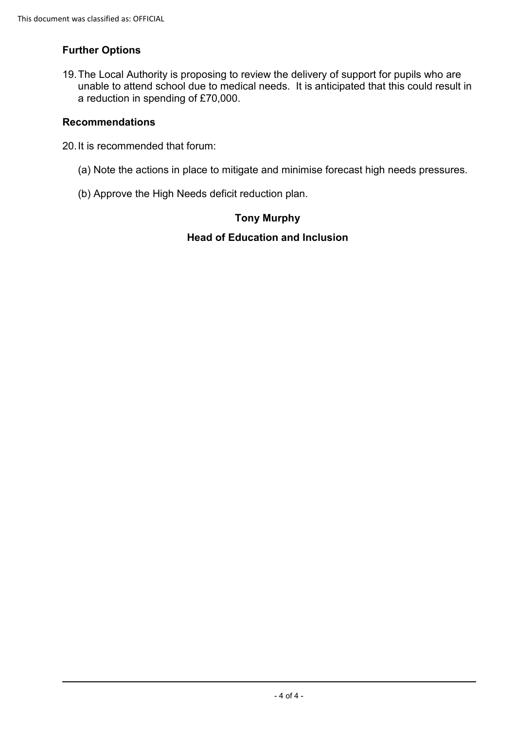## Further Options

19. The Local Authority is proposing to review the delivery of support for pupils who are unable to attend school due to medical needs. It is anticipated that this could result in a reduction in spending of £70,000.

## Recommendations

20. It is recommended that forum:

    (a) Note the actions in place to mitigate and minimise forecast high needs pressures.

    (b) Approve the High Needs deficit reduction plan.

**Tony Murphy**

**Head of Education and Inclusion**